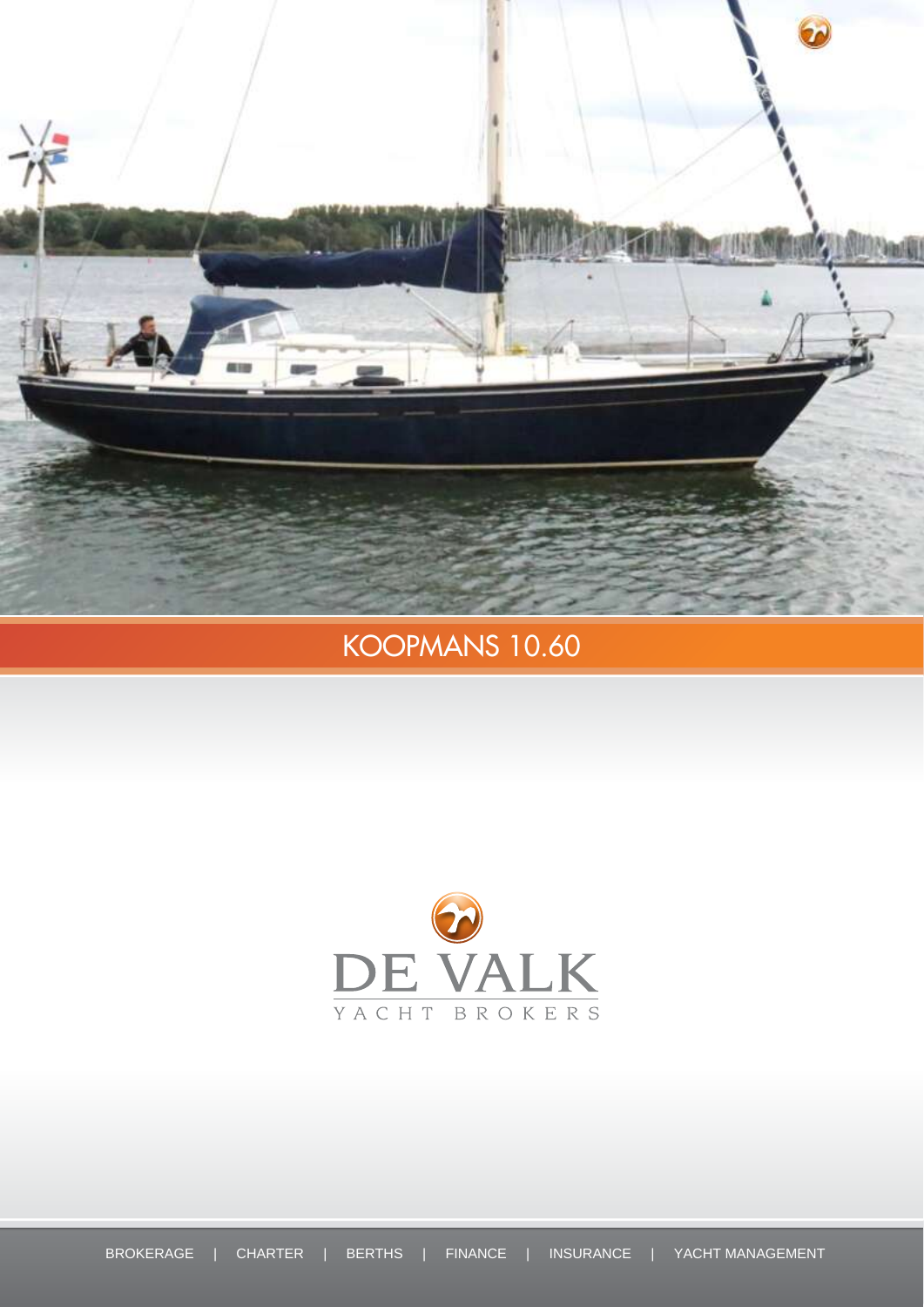# KOOPMANS 10.60

DE VALK

YACHT BROKERS

BROKERAGE | CHARTER | BERTHS | FINANCE | INSURANCE | YACHT MANAGEMENT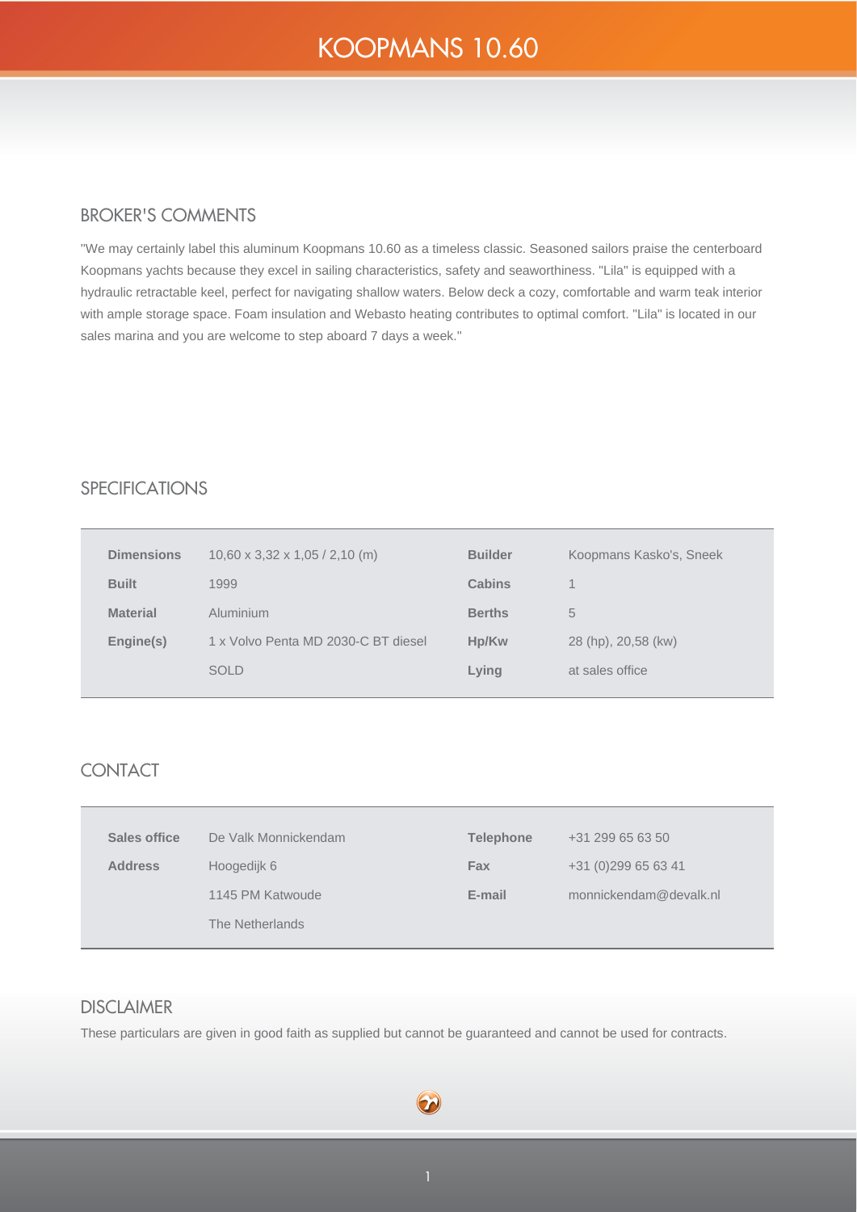# KOOPMANS 10.60

## BROKER'S COMMENTS

"We may certainly label this aluminum Koopmans 10.60 as a timeless classic. Seasoned sailors praise the centerboard Koopmans yachts because they excel in sailing characteristics, safety and seaworthiness. "Lila" is equipped with a hydraulic retractable keel, perfect for navigating shallow waters. Below deck a cozy, comfortable and warm teak interior with ample storage space. Foam insulation and Webasto heating contributes to optimal comfort. "Lila" is located in our sales marina and you are welcome to step aboard 7 days a week."

## SPECIFICATIONS

| | | | |
|---|---|---|---|
| **Dimensions** | 10,60 x 3,32 x 1,05 / 2,10 (m) | **Builder** | Koopmans Kasko's, Sneek |
| **Built** | 1999 | **Cabins** | 1 |
| **Material** | Aluminium | **Berths** | 5 |
| **Engine(s)** | 1 x Volvo Penta MD 2030-C BT diesel | **Hp/Kw** | 28 (hp), 20,58 (kw) |
| | SOLD | **Lying** | at sales office |

## CONTACT

| | | | |
|---|---|---|---|
| **Sales office** | De Valk Monnickendam | **Telephone** | +31 299 65 63 50 |
| **Address** | Hoogedijk 6 | **Fax** | +31 (0)299 65 63 41 |
| | 1145 PM Katwoude | **E-mail** | monnickendam@devalk.nl |
| | The Netherlands | | |

## DISCLAIMER

These particulars are given in good faith as supplied but cannot be guaranteed and cannot be used for contracts.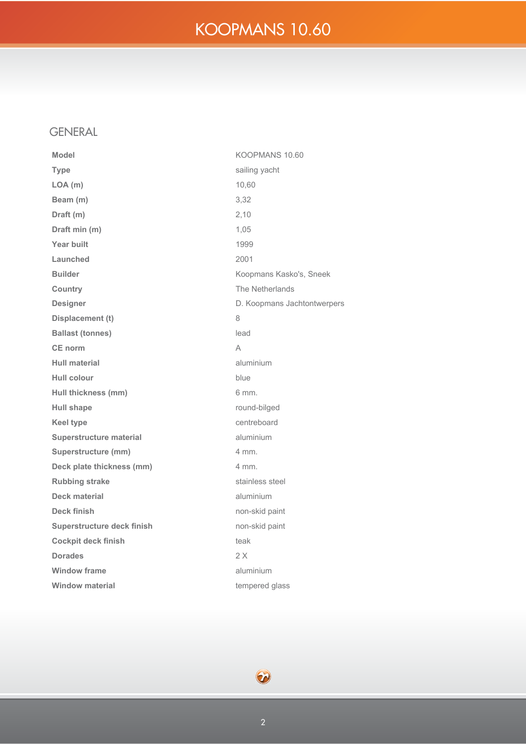# KOOPMANS 10.60

## GENERAL

| | |
|---|---|
| **Model** | KOOPMANS 10.60 |
| **Type** | sailing yacht |
| **LOA (m)** | 10,60 |
| **Beam (m)** | 3,32 |
| **Draft (m)** | 2,10 |
| **Draft min (m)** | 1,05 |
| **Year built** | 1999 |
| **Launched** | 2001 |
| **Builder** | Koopmans Kasko's, Sneek |
| **Country** | The Netherlands |
| **Designer** | D. Koopmans Jachtontwerpers |
| **Displacement (t)** | 8 |
| **Ballast (tonnes)** | lead |
| **CE norm** | A |
| **Hull material** | aluminium |
| **Hull colour** | blue |
| **Hull thickness (mm)** | 6 mm. |
| **Hull shape** | round-bilged |
| **Keel type** | centreboard |
| **Superstructure material** | aluminium |
| **Superstructure (mm)** | 4 mm. |
| **Deck plate thickness (mm)** | 4 mm. |
| **Rubbing strake** | stainless steel |
| **Deck material** | aluminium |
| **Deck finish** | non-skid paint |
| **Superstructure deck finish** | non-skid paint |
| **Cockpit deck finish** | teak |
| **Dorades** | 2 X |
| **Window frame** | aluminium |
| **Window material** | tempered glass |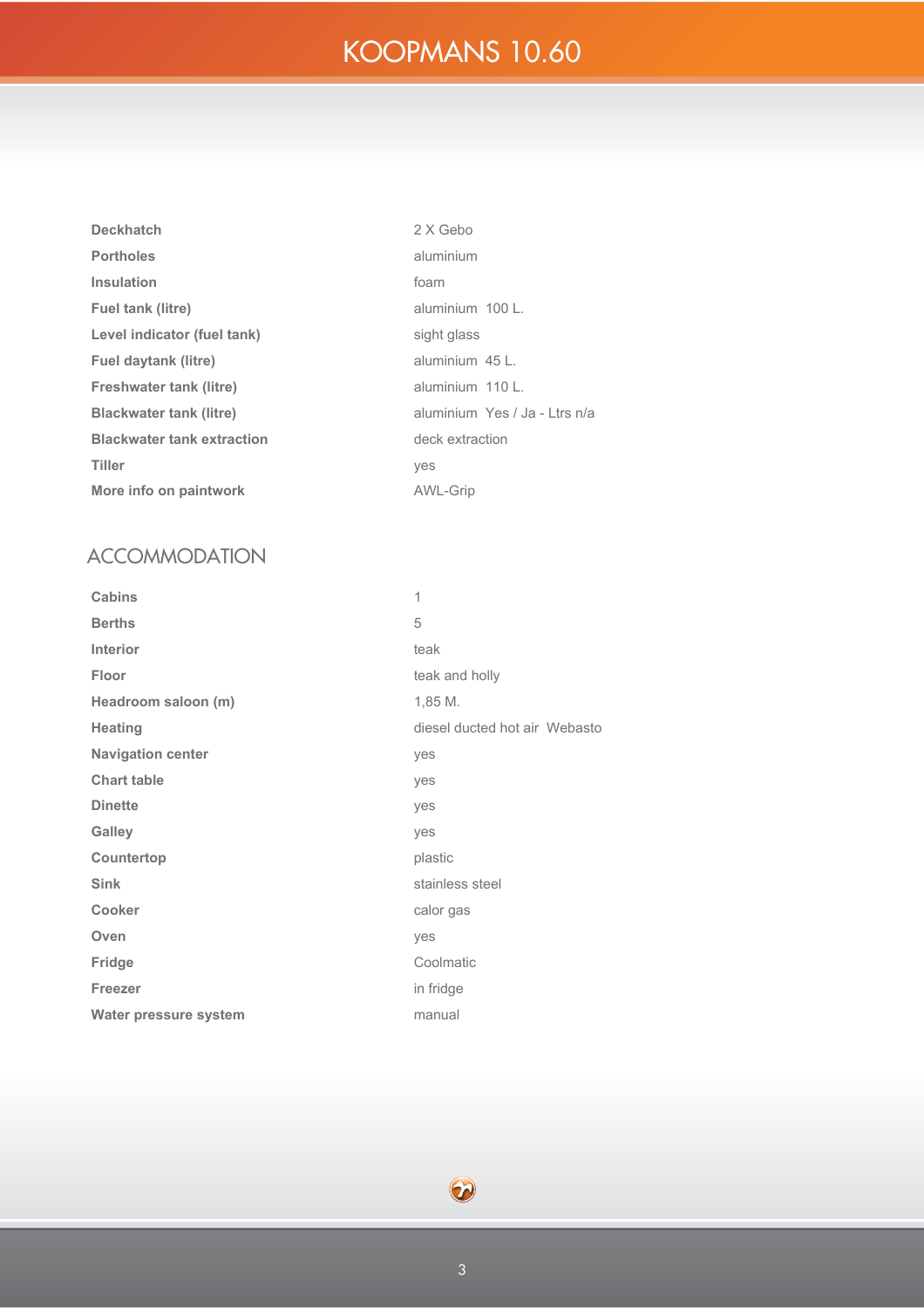| | |
|---|---|
| **Deckhatch** | 2 X Gebo |
| **Portholes** | aluminium |
| **Insulation** | foam |
| **Fuel tank (litre)** | aluminium 100 L. |
| **Level indicator (fuel tank)** | sight glass |
| **Fuel daytank (litre)** | aluminium 45 L. |
| **Freshwater tank (litre)** | aluminium 110 L. |
| **Blackwater tank (litre)** | aluminium Yes / Ja - Ltrs n/a |
| **Blackwater tank extraction** | deck extraction |
| **Tiller** | yes |
| **More info on paintwork** | AWL-Grip |

## ACCOMMODATION

| | |
|---|---|
| **Cabins** | 1 |
| **Berths** | 5 |
| **Interior** | teak |
| **Floor** | teak and holly |
| **Headroom saloon (m)** | 1,85 M. |
| **Heating** | diesel ducted hot air Webasto |
| **Navigation center** | yes |
| **Chart table** | yes |
| **Dinette** | yes |
| **Galley** | yes |
| **Countertop** | plastic |
| **Sink** | stainless steel |
| **Cooker** | calor gas |
| **Oven** | yes |
| **Fridge** | Coolmatic |
| **Freezer** | in fridge |
| **Water pressure system** | manual |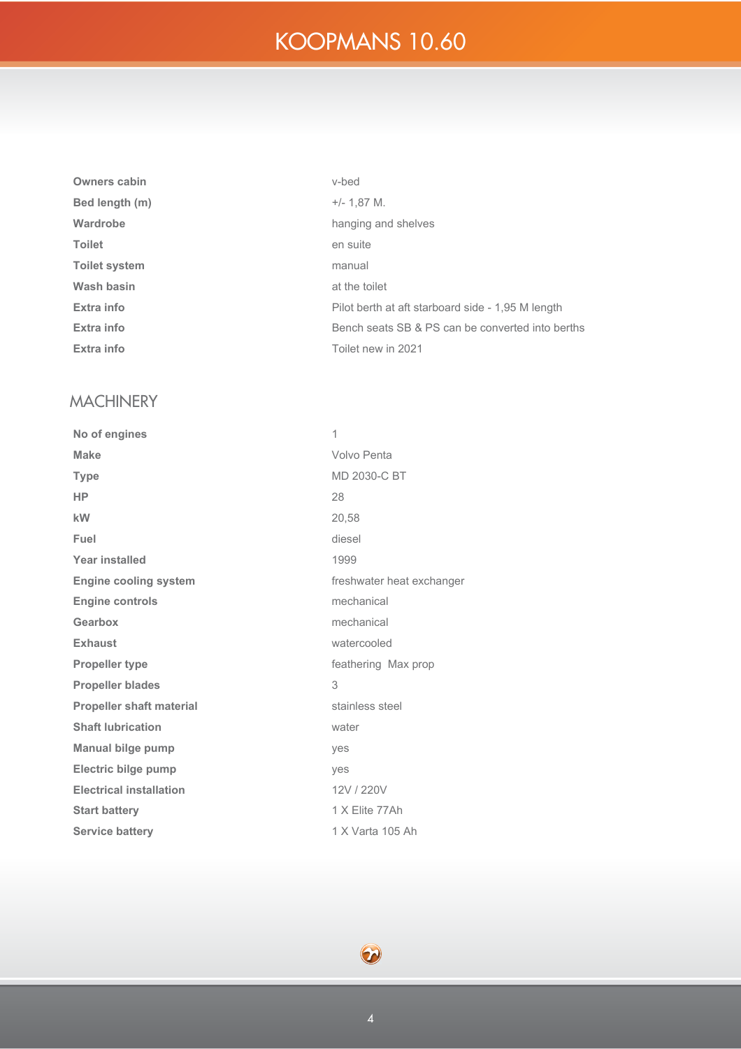| | |
|---|---|
| **Owners cabin** | v-bed |
| **Bed length (m)** | +/- 1,87 M. |
| **Wardrobe** | hanging and shelves |
| **Toilet** | en suite |
| **Toilet system** | manual |
| **Wash basin** | at the toilet |
| **Extra info** | Pilot berth at aft starboard side - 1,95 M length |
| **Extra info** | Bench seats SB & PS can be converted into berths |
| **Extra info** | Toilet new in 2021 |

## MACHINERY

| | |
|---|---|
| **No of engines** | 1 |
| **Make** | Volvo Penta |
| **Type** | MD 2030-C BT |
| **HP** | 28 |
| **kW** | 20,58 |
| **Fuel** | diesel |
| **Year installed** | 1999 |
| **Engine cooling system** | freshwater heat exchanger |
| **Engine controls** | mechanical |
| **Gearbox** | mechanical |
| **Exhaust** | watercooled |
| **Propeller type** | feathering Max prop |
| **Propeller blades** | 3 |
| **Propeller shaft material** | stainless steel |
| **Shaft lubrication** | water |
| **Manual bilge pump** | yes |
| **Electric bilge pump** | yes |
| **Electrical installation** | 12V / 220V |
| **Start battery** | 1 X Elite 77Ah |
| **Service battery** | 1 X Varta 105 Ah |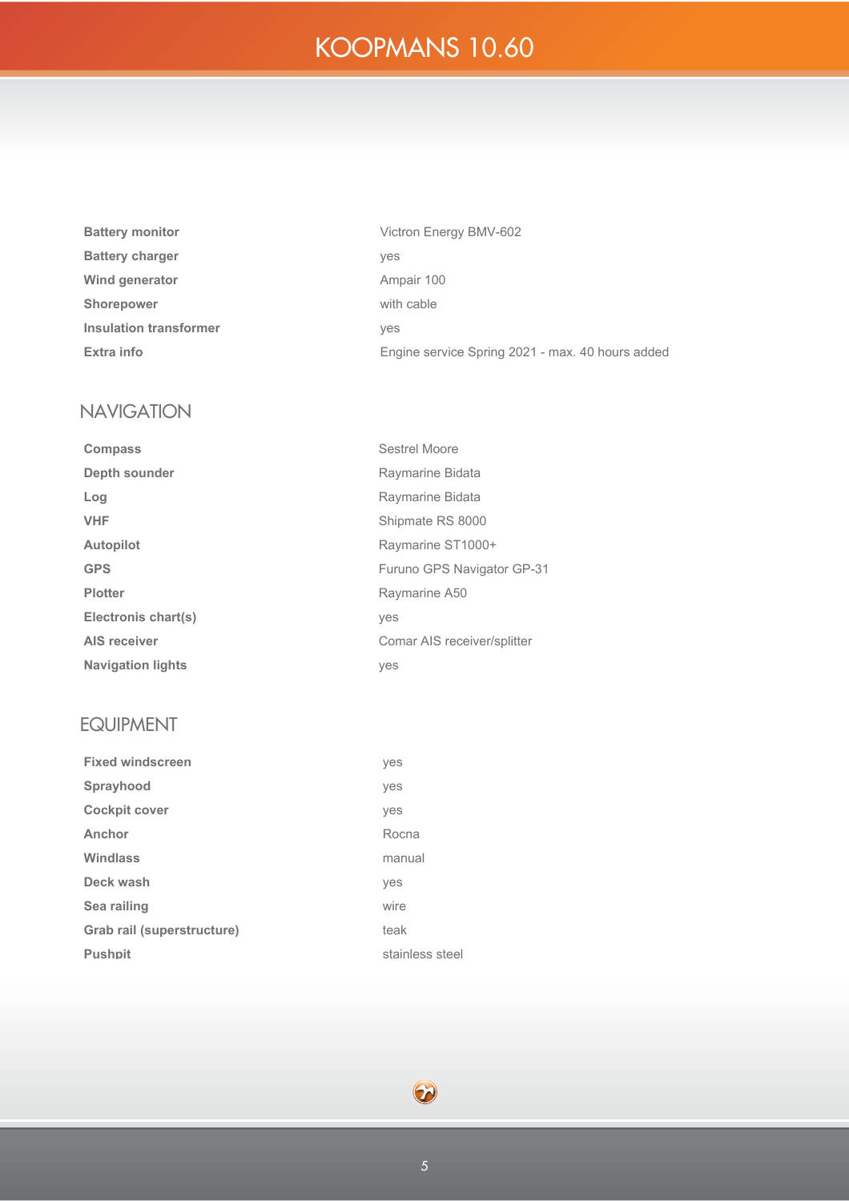| | |
|---|---|
| **Battery monitor** | Victron Energy BMV-602 |
| **Battery charger** | yes |
| **Wind generator** | Ampair 100 |
| **Shorepower** | with cable |
| **Insulation transformer** | yes |
| **Extra info** | Engine service Spring 2021 - max. 40 hours added |

## NAVIGATION

| | |
|---|---|
| **Compass** | Sestrel Moore |
| **Depth sounder** | Raymarine Bidata |
| **Log** | Raymarine Bidata |
| **VHF** | Shipmate RS 8000 |
| **Autopilot** | Raymarine ST1000+ |
| **GPS** | Furuno GPS Navigator GP-31 |
| **Plotter** | Raymarine A50 |
| **Electronis chart(s)** | yes |
| **AIS receiver** | Comar AIS receiver/splitter |
| **Navigation lights** | yes |

## EQUIPMENT

| | |
|---|---|
| **Fixed windscreen** | yes |
| **Sprayhood** | yes |
| **Cockpit cover** | yes |
| **Anchor** | Rocna |
| **Windlass** | manual |
| **Deck wash** | yes |
| **Sea railing** | wire |
| **Grab rail (superstructure)** | teak |
| **Pushpit** | stainless steel |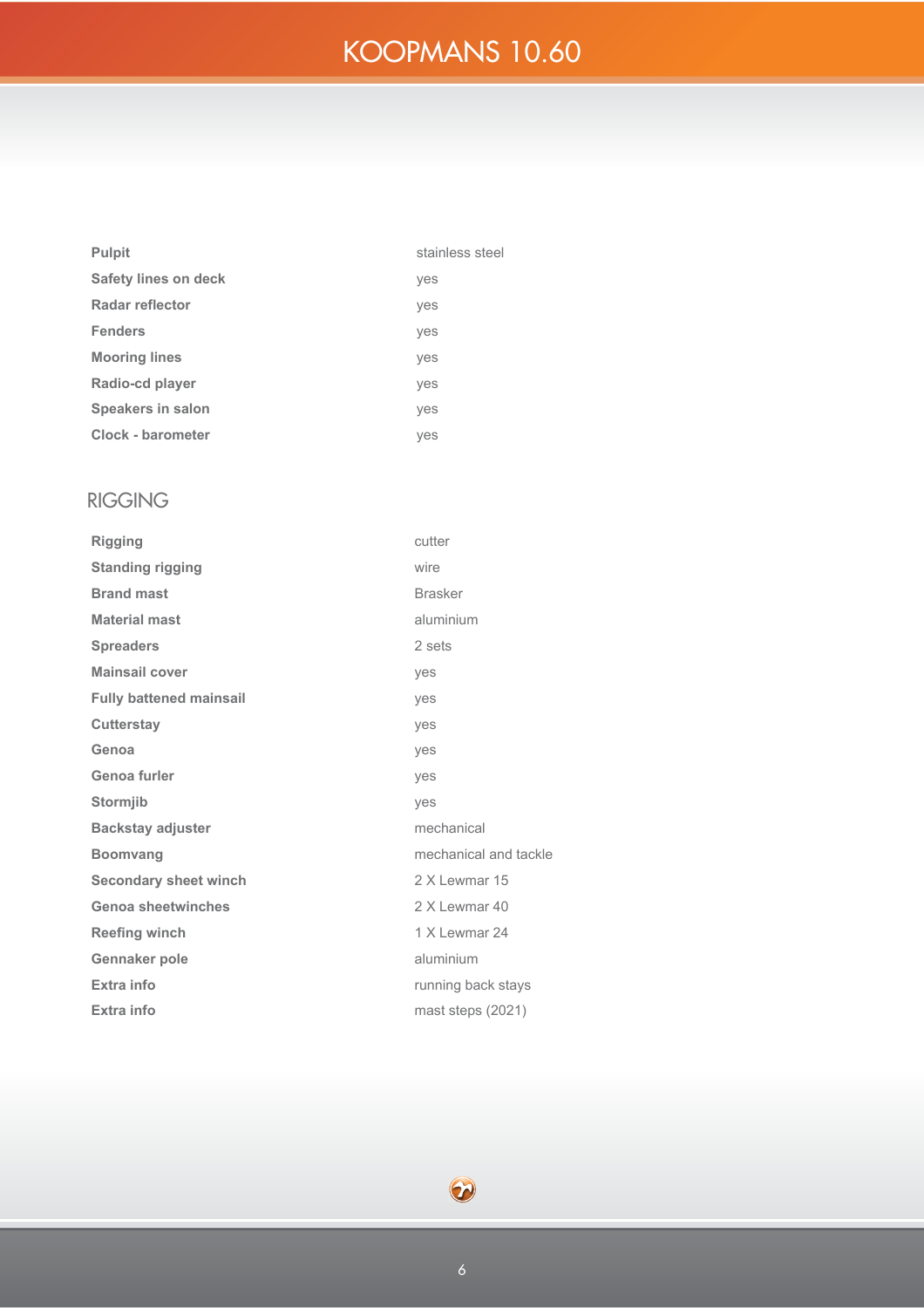| | |
|---|---|
| **Pulpit** | stainless steel |
| **Safety lines on deck** | yes |
| **Radar reflector** | yes |
| **Fenders** | yes |
| **Mooring lines** | yes |
| **Radio-cd player** | yes |
| **Speakers in salon** | yes |
| **Clock - barometer** | yes |

## RIGGING

| | |
|---|---|
| **Rigging** | cutter |
| **Standing rigging** | wire |
| **Brand mast** | Brasker |
| **Material mast** | aluminium |
| **Spreaders** | 2 sets |
| **Mainsail cover** | yes |
| **Fully battened mainsail** | yes |
| **Cutterstay** | yes |
| **Genoa** | yes |
| **Genoa furler** | yes |
| **Stormjib** | yes |
| **Backstay adjuster** | mechanical |
| **Boomvang** | mechanical and tackle |
| **Secondary sheet winch** | 2 X Lewmar 15 |
| **Genoa sheetwinches** | 2 X Lewmar 40 |
| **Reefing winch** | 1 X Lewmar 24 |
| **Gennaker pole** | aluminium |
| **Extra info** | running back stays |
| **Extra info** | mast steps (2021) |